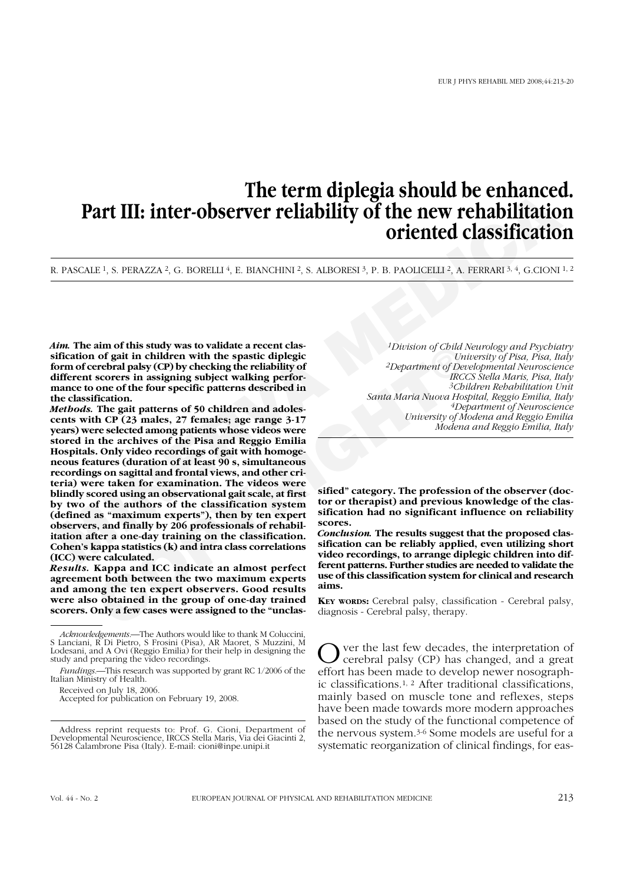# The term diplegia should be enhanced. Part III: inter-observer reliability of the new rehabilitation oriented classification

R. PASCALE [1], S. PERAZZA [2], G. BORELLI [4], E. BIANCHINI [2], S. ALBORESI [3], P. B. PAOLICELLI [2], A. FERRARI [3, 4], G.CIONI [1, 2]

*[1]Division of Child Neurology and Psychiatry University of Pisa, Pisa, Italy*
*[2]Department of Developmental Neuroscience IRCCS Stella Maris, Pisa, Italy*
*[3]Children Rehabilitation Unit Santa Maria Nuova Hospital, Reggio Emilia, Italy*
*[4]Department of Neuroscience University of Modena and Reggio Emilia Modena and Reggio Emilia, Italy*

***Aim.*** **The aim of this study was to validate a recent classification of gait in children with the spastic diplegic form of cerebral palsy (CP) by checking the reliability of different scorers in assigning subject walking performance to one of the four specific patterns described in the classification.**

***Methods.*** **The gait patterns of 50 children and adolescents with CP (23 males, 27 females; age range 3-17 years) were selected among patients whose videos were stored in the archives of the Pisa and Reggio Emilia Hospitals. Only video recordings of gait with homogeneous features (duration of at least 90 s, simultaneous recordings on sagittal and frontal views, and other criteria) were taken for examination. The videos were blindly scored using an observational gait scale, at first by two of the authors of the classification system (defined as "maximum experts"), then by ten expert observers, and finally by 206 professionals of rehabilitation after a one-day training on the classification. Cohen's kappa statistics (k) and intra class correlations (ICC) were calculated.**

***Results.*** **Kappa and ICC indicate an almost perfect agreement both between the two maximum experts and among the ten expert observers. Good results were also obtained in the group of one-day trained scorers. Only a few cases were assigned to the "unclassified" category. The profession of the observer (doctor or therapist) and previous knowledge of the classification had no significant influence on reliability scores.**

***Conclusion.*** **The results suggest that the proposed classification can be reliably applied, even utilizing short video recordings, to arrange diplegic children into different patterns. Further studies are needed to validate the use of this classification system for clinical and research aims.**

**Key words:** Cerebral palsy, classification - Cerebral palsy, diagnosis - Cerebral palsy, therapy.

*Acknowledgements.*—The Authors would like to thank M Coluccini, S Lanciani, R Di Pietro, S Frosini (Pisa), AR Maoret, S Muzzini, M Lodesani, and A Ovi (Reggio Emilia) for their help in designing the study and preparing the video recordings.

*Fundings.*—This research was supported by grant RC 1/2006 of the Italian Ministry of Health.

Received on July 18, 2006.
Accepted for publication on February 19, 2008.

Address reprint requests to: Prof. G. Cioni, Department of Developmental Neuroscience, IRCCS Stella Maris, Via dei Giacinti 2, 56128 Calambrone Pisa (Italy). E-mail: cioni@inpe.unipi.it

Over the last few decades, the interpretation of cerebral palsy (CP) has changed, and a great effort has been made to develop newer nosographic classifications.[1, 2] After traditional classifications, mainly based on muscle tone and reflexes, steps have been made towards more modern approaches based on the study of the functional competence of the nervous system.[3-6] Some models are useful for a systematic reorganization of clinical findings, for eas-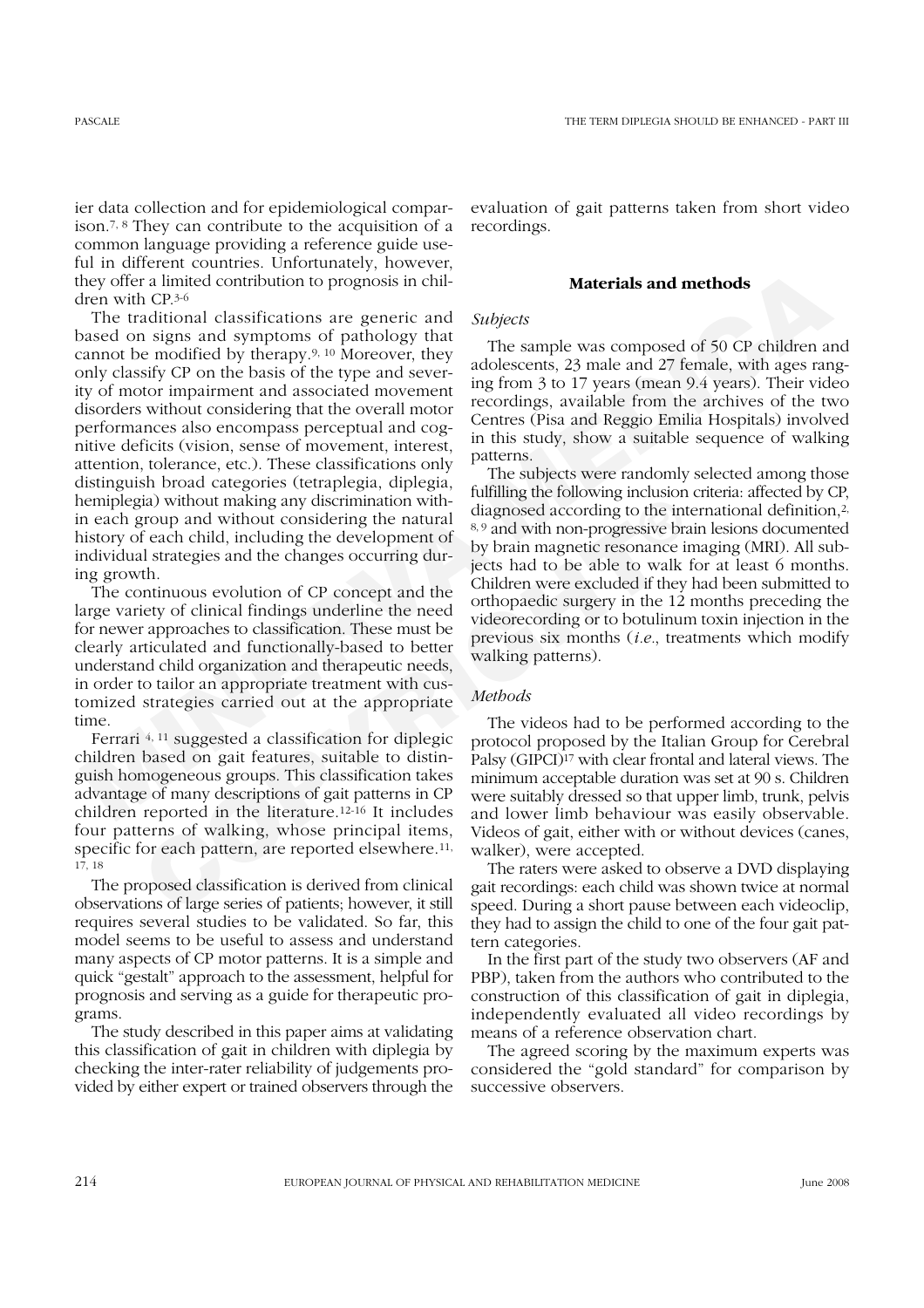ier data collection and for epidemiological comparison.[7, 8] They can contribute to the acquisition of a common language providing a reference guide useful in different countries. Unfortunately, however, they offer a limited contribution to prognosis in children with CP.[3-6]

The traditional classifications are generic and based on signs and symptoms of pathology that cannot be modified by therapy.[9, 10] Moreover, they only classify CP on the basis of the type and severity of motor impairment and associated movement disorders without considering that the overall motor performances also encompass perceptual and cognitive deficits (vision, sense of movement, interest, attention, tolerance, etc.). These classifications only distinguish broad categories (tetraplegia, diplegia, hemiplegia) without making any discrimination within each group and without considering the natural history of each child, including the development of individual strategies and the changes occurring during growth.

The continuous evolution of CP concept and the large variety of clinical findings underline the need for newer approaches to classification. These must be clearly articulated and functionally-based to better understand child organization and therapeutic needs, in order to tailor an appropriate treatment with customized strategies carried out at the appropriate time.

Ferrari [4, 11] suggested a classification for diplegic children based on gait features, suitable to distinguish homogeneous groups. This classification takes advantage of many descriptions of gait patterns in CP children reported in the literature.[12-16] It includes four patterns of walking, whose principal items, specific for each pattern, are reported elsewhere.[11, 17, 18]

The proposed classification is derived from clinical observations of large series of patients; however, it still requires several studies to be validated. So far, this model seems to be useful to assess and understand many aspects of CP motor patterns. It is a simple and quick "gestalt" approach to the assessment, helpful for prognosis and serving as a guide for therapeutic programs.

The study described in this paper aims at validating this classification of gait in children with diplegia by checking the inter-rater reliability of judgements provided by either expert or trained observers through the evaluation of gait patterns taken from short video recordings.

## Materials and methods

### *Subjects*

The sample was composed of 50 CP children and adolescents, 23 male and 27 female, with ages ranging from 3 to 17 years (mean 9.4 years). Their video recordings, available from the archives of the two Centres (Pisa and Reggio Emilia Hospitals) involved in this study, show a suitable sequence of walking patterns.

The subjects were randomly selected among those fulfilling the following inclusion criteria: affected by CP, diagnosed according to the international definition,[2, 8, 9] and with non-progressive brain lesions documented by brain magnetic resonance imaging (MRI). All subjects had to be able to walk for at least 6 months. Children were excluded if they had been submitted to orthopaedic surgery in the 12 months preceding the videorecording or to botulinum toxin injection in the previous six months (*i.e.*, treatments which modify walking patterns).

### *Methods*

The videos had to be performed according to the protocol proposed by the Italian Group for Cerebral Palsy (GIPCI)[17] with clear frontal and lateral views. The minimum acceptable duration was set at 90 s. Children were suitably dressed so that upper limb, trunk, pelvis and lower limb behaviour was easily observable. Videos of gait, either with or without devices (canes, walker), were accepted.

The raters were asked to observe a DVD displaying gait recordings: each child was shown twice at normal speed. During a short pause between each videoclip, they had to assign the child to one of the four gait pattern categories.

In the first part of the study two observers (AF and PBP), taken from the authors who contributed to the construction of this classification of gait in diplegia, independently evaluated all video recordings by means of a reference observation chart.

The agreed scoring by the maximum experts was considered the "gold standard" for comparison by successive observers.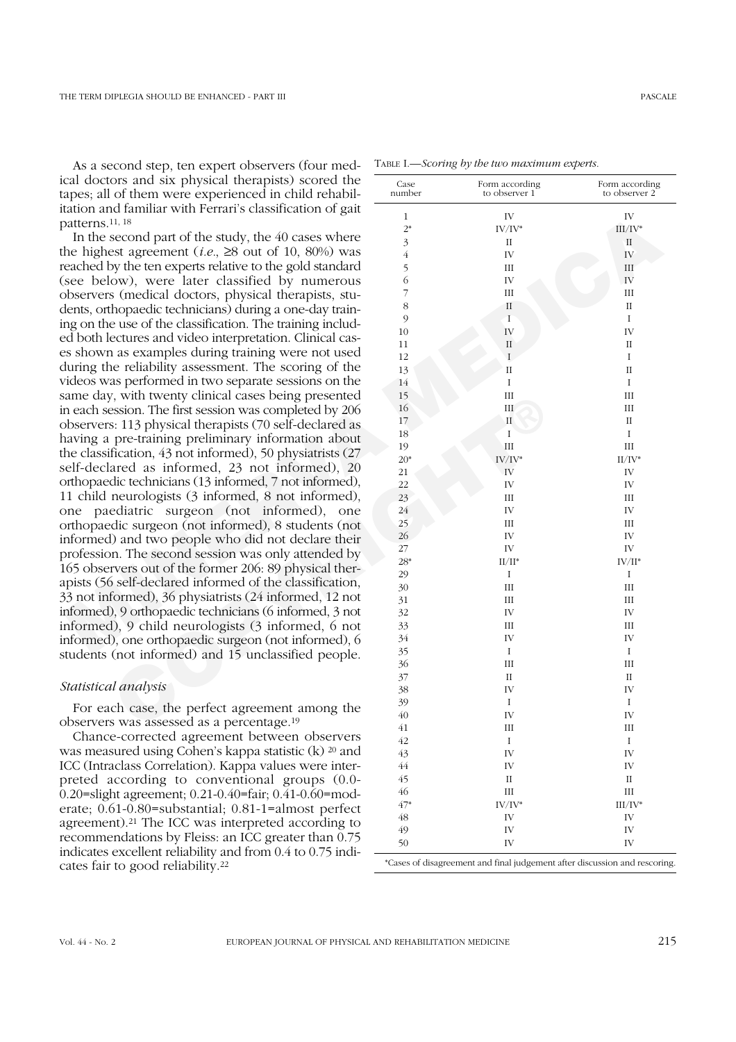As a second step, ten expert observers (four medical doctors and six physical therapists) scored the tapes; all of them were experienced in child rehabilitation and familiar with Ferrari's classification of gait patterns.[11, 18]

In the second part of the study, the 40 cases where the highest agreement (*i.e.*, ≥8 out of 10, 80%) was reached by the ten experts relative to the gold standard (see below), were later classified by numerous observers (medical doctors, physical therapists, students, orthopaedic technicians) during a one-day training on the use of the classification. The training included both lectures and video interpretation. Clinical cases shown as examples during training were not used during the reliability assessment. The scoring of the videos was performed in two separate sessions on the same day, with twenty clinical cases being presented in each session. The first session was completed by 206 observers: 113 physical therapists (70 self-declared as having a pre-training preliminary information about the classification, 43 not informed), 50 physiatrists (27 self-declared as informed, 23 not informed), 20 orthopaedic technicians (13 informed, 7 not informed), 11 child neurologists (3 informed, 8 not informed), one paediatric surgeon (not informed), one orthopaedic surgeon (not informed), 8 students (not informed) and two people who did not declare their profession. The second session was only attended by 165 observers out of the former 206: 89 physical therapists (56 self-declared informed of the classification, 33 not informed), 36 physiatrists (24 informed, 12 not informed), 9 orthopaedic technicians (6 informed, 3 not informed), 9 child neurologists (3 informed, 6 not informed), one orthopaedic surgeon (not informed), 6 students (not informed) and 15 unclassified people.

### *Statistical analysis*

For each case, the perfect agreement among the observers was assessed as a percentage.[19]

Chance-corrected agreement between observers was measured using Cohen's kappa statistic (k) [20] and ICC (Intraclass Correlation). Kappa values were interpreted according to conventional groups (0.0-0.20=slight agreement; 0.21-0.40=fair; 0.41-0.60=moderate; 0.61-0.80=substantial; 0.81-1=almost perfect agreement).[21] The ICC was interpreted according to recommendations by Fleiss: an ICC greater than 0.75 indicates excellent reliability and from 0.4 to 0.75 indicates fair to good reliability.[22]

TABLE I.—*Scoring by the two maximum experts.*

| Case number | Form according to observer 1 | Form according to observer 2 |
|---|---|---|
| 1 | IV | IV |
| 2* | IV/IV* | III/IV* |
| 3 | II | II |
| 4 | IV | IV |
| 5 | III | III |
| 6 | IV | IV |
| 7 | III | III |
| 8 | II | II |
| 9 | I | I |
| 10 | IV | IV |
| 11 | II | II |
| 12 | I | I |
| 13 | II | II |
| 14 | I | I |
| 15 | III | III |
| 16 | III | III |
| 17 | II | II |
| 18 | I | I |
| 19 | III | III |
| 20* | IV/IV* | II/IV* |
| 21 | IV | IV |
| 22 | IV | IV |
| 23 | III | III |
| 24 | IV | IV |
| 25 | III | III |
| 26 | IV | IV |
| 27 | IV | IV |
| 28* | II/II* | IV/II* |
| 29 | I | I |
| 30 | III | III |
| 31 | III | III |
| 32 | IV | IV |
| 33 | III | III |
| 34 | IV | IV |
| 35 | I | I |
| 36 | III | III |
| 37 | II | II |
| 38 | IV | IV |
| 39 | I | I |
| 40 | IV | IV |
| 41 | III | III |
| 42 | I | I |
| 43 | IV | IV |
| 44 | IV | IV |
| 45 | II | II |
| 46 | III | III |
| 47* | IV/IV* | III/IV* |
| 48 | IV | IV |
| 49 | IV | IV |
| 50 | IV | IV |

*Cases of disagreement and final judgement after discussion and rescoring.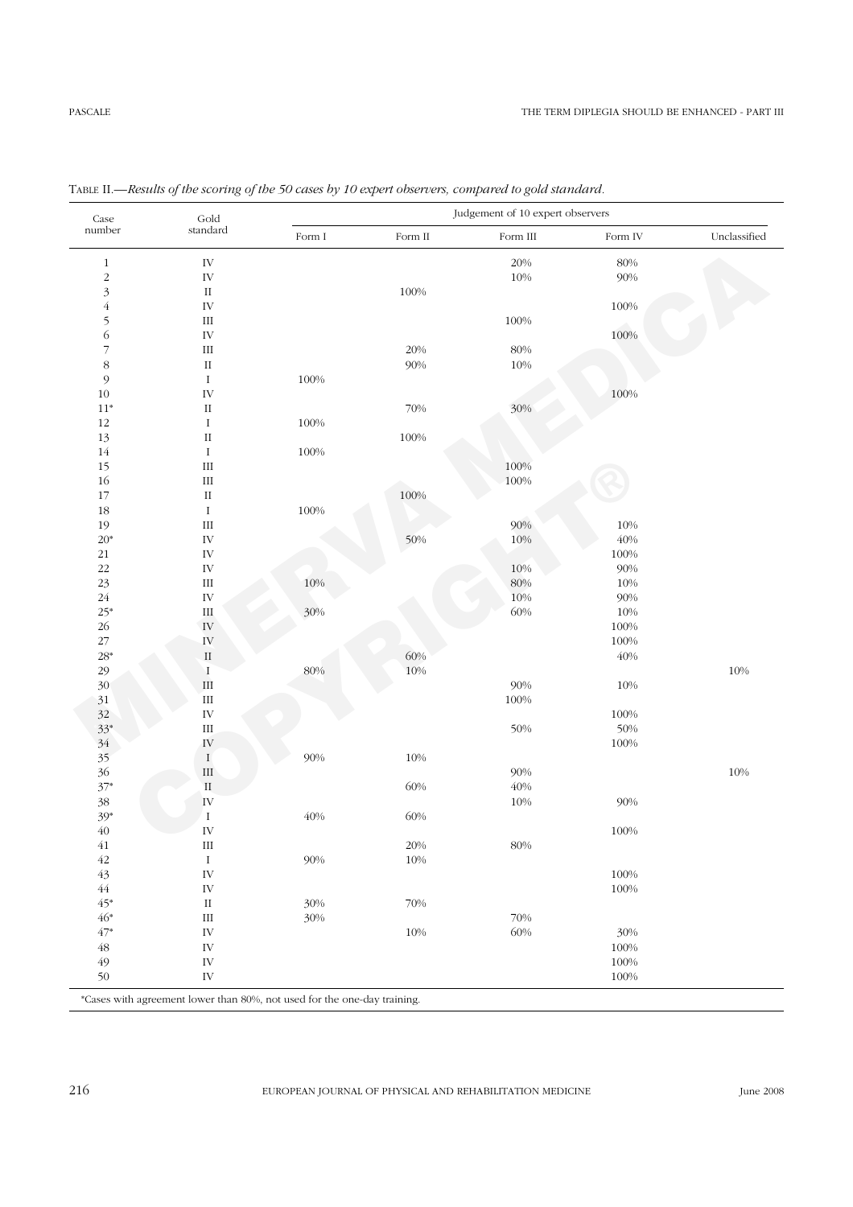TABLE II.—*Results of the scoring of the 50 cases by 10 expert observers, compared to gold standard.*

| Case number | Gold standard | Judgement of 10 expert observers | | | | |
|---|---|---|---|---|---|---|
| | | Form I | Form II | Form III | Form IV | Unclassified |
| 1 | IV | | | 20% | 80% | |
| 2 | IV | | | 10% | 90% | |
| 3 | II | | 100% | | | |
| 4 | IV | | | | 100% | |
| 5 | III | | | 100% | | |
| 6 | IV | | | | 100% | |
| 7 | III | | 20% | 80% | | |
| 8 | II | | 90% | 10% | | |
| 9 | I | 100% | | | | |
| 10 | IV | | | | 100% | |
| 11* | II | | 70% | 30% | | |
| 12 | I | 100% | | | | |
| 13 | II | | 100% | | | |
| 14 | I | 100% | | | | |
| 15 | III | | | 100% | | |
| 16 | III | | | 100% | | |
| 17 | II | | 100% | | | |
| 18 | I | 100% | | | | |
| 19 | III | | | 90% | 10% | |
| 20* | IV | | 50% | 10% | 40% | |
| 21 | IV | | | | 100% | |
| 22 | IV | | | 10% | 90% | |
| 23 | III | 10% | | 80% | 10% | |
| 24 | IV | | | 10% | 90% | |
| 25* | III | 30% | | 60% | 10% | |
| 26 | IV | | | | 100% | |
| 27 | IV | | | | 100% | |
| 28* | II | | 60% | | 40% | |
| 29 | I | 80% | 10% | | | 10% |
| 30 | III | | | 90% | 10% | |
| 31 | III | | | 100% | | |
| 32 | IV | | | | 100% | |
| 33* | III | | | 50% | 50% | |
| 34 | IV | | | | 100% | |
| 35 | I | 90% | 10% | | | |
| 36 | III | | | 90% | | 10% |
| 37* | II | | 60% | 40% | | |
| 38 | IV | | | 10% | 90% | |
| 39* | I | 40% | 60% | | | |
| 40 | IV | | | | 100% | |
| 41 | III | | 20% | 80% | | |
| 42 | I | 90% | 10% | | | |
| 43 | IV | | | | 100% | |
| 44 | IV | | | | 100% | |
| 45* | II | 30% | 70% | | | |
| 46* | III | 30% | | 70% | | |
| 47* | IV | | 10% | 60% | 30% | |
| 48 | IV | | | | 100% | |
| 49 | IV | | | | 100% | |
| 50 | IV | | | | 100% | |

*Cases with agreement lower than 80%, not used for the one-day training.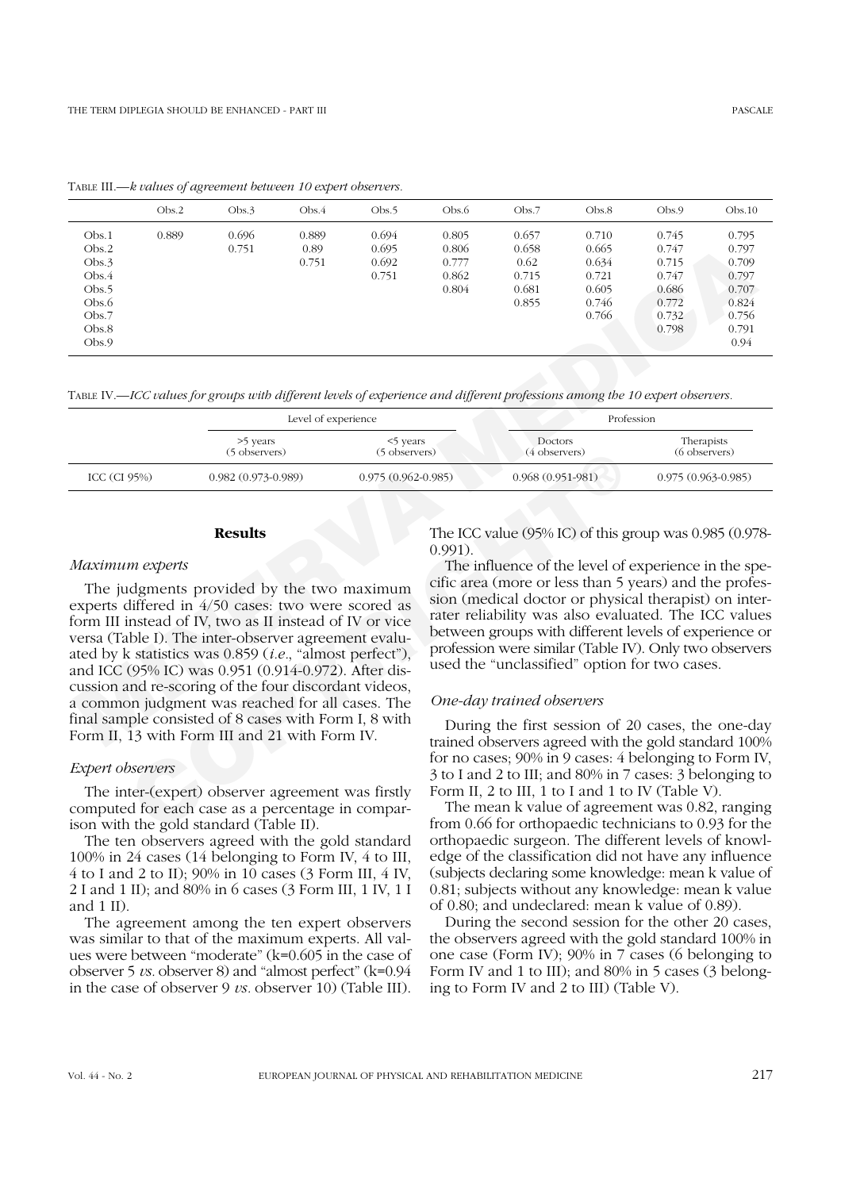TABLE III.—*k values of agreement between 10 expert observers.*

| | Obs.2 | Obs.3 | Obs.4 | Obs.5 | Obs.6 | Obs.7 | Obs.8 | Obs.9 | Obs.10 |
|---|---|---|---|---|---|---|---|---|---|
| Obs.1 | 0.889 | 0.696 | 0.889 | 0.694 | 0.805 | 0.657 | 0.710 | 0.745 | 0.795 |
| Obs.2 | | 0.751 | 0.89 | 0.695 | 0.806 | 0.658 | 0.665 | 0.747 | 0.797 |
| Obs.3 | | | 0.751 | 0.692 | 0.777 | 0.62 | 0.634 | 0.715 | 0.709 |
| Obs.4 | | | | 0.751 | 0.862 | 0.715 | 0.721 | 0.747 | 0.797 |
| Obs.5 | | | | | 0.804 | 0.681 | 0.605 | 0.686 | 0.707 |
| Obs.6 | | | | | | 0.855 | 0.746 | 0.772 | 0.824 |
| Obs.7 | | | | | | | 0.766 | 0.732 | 0.756 |
| Obs.8 | | | | | | | | 0.798 | 0.791 |
| Obs.9 | | | | | | | | | 0.94 |

TABLE IV.—*ICC values for groups with different levels of experience and different professions among the 10 expert observers.*

| | Level of experience | | Profession | |
|---|---|---|---|---|
| | >5 years (5 observers) | <5 years (5 observers) | Doctors (4 observers) | Therapists (6 observers) |
| ICC (CI 95%) | 0.982 (0.973-0.989) | 0.975 (0.962-0.985) | 0.968 (0.951-981) | 0.975 (0.963-0.985) |

## Results

### *Maximum experts*

The judgments provided by the two maximum experts differed in 4/50 cases: two were scored as form III instead of IV, two as II instead of IV or vice versa (Table I). The inter-observer agreement evaluated by k statistics was 0.859 (*i.e*., "almost perfect"), and ICC (95% IC) was 0.951 (0.914-0.972). After discussion and re-scoring of the four discordant videos, a common judgment was reached for all cases. The final sample consisted of 8 cases with Form I, 8 with Form II, 13 with Form III and 21 with Form IV.

### *Expert observers*

The inter-(expert) observer agreement was firstly computed for each case as a percentage in comparison with the gold standard (Table II).

The ten observers agreed with the gold standard 100% in 24 cases (14 belonging to Form IV, 4 to III, 4 to I and 2 to II); 90% in 10 cases (3 Form III, 4 IV, 2 I and 1 II); and 80% in 6 cases (3 Form III, 1 IV, 1 I and 1 II).

The agreement among the ten expert observers was similar to that of the maximum experts. All values were between "moderate" (k=0.605 in the case of observer 5 *vs*. observer 8) and "almost perfect" (k=0.94 in the case of observer 9 *vs*. observer 10) (Table III). The ICC value (95% IC) of this group was 0.985 (0.978-0.991).

The influence of the level of experience in the specific area (more or less than 5 years) and the profession (medical doctor or physical therapist) on inter-rater reliability was also evaluated. The ICC values between groups with different levels of experience or profession were similar (Table IV). Only two observers used the "unclassified" option for two cases.

### *One-day trained observers*

During the first session of 20 cases, the one-day trained observers agreed with the gold standard 100% for no cases; 90% in 9 cases: 4 belonging to Form IV, 3 to I and 2 to III; and 80% in 7 cases: 3 belonging to Form II, 2 to III, 1 to I and 1 to IV (Table V).

The mean k value of agreement was 0.82, ranging from 0.66 for orthopaedic technicians to 0.93 for the orthopaedic surgeon. The different levels of knowledge of the classification did not have any influence (subjects declaring some knowledge: mean k value of 0.81; subjects without any knowledge: mean k value of 0.80; and undeclared: mean k value of 0.89).

During the second session for the other 20 cases, the observers agreed with the gold standard 100% in one case (Form IV); 90% in 7 cases (6 belonging to Form IV and 1 to III); and 80% in 5 cases (3 belonging to Form IV and 2 to III) (Table V).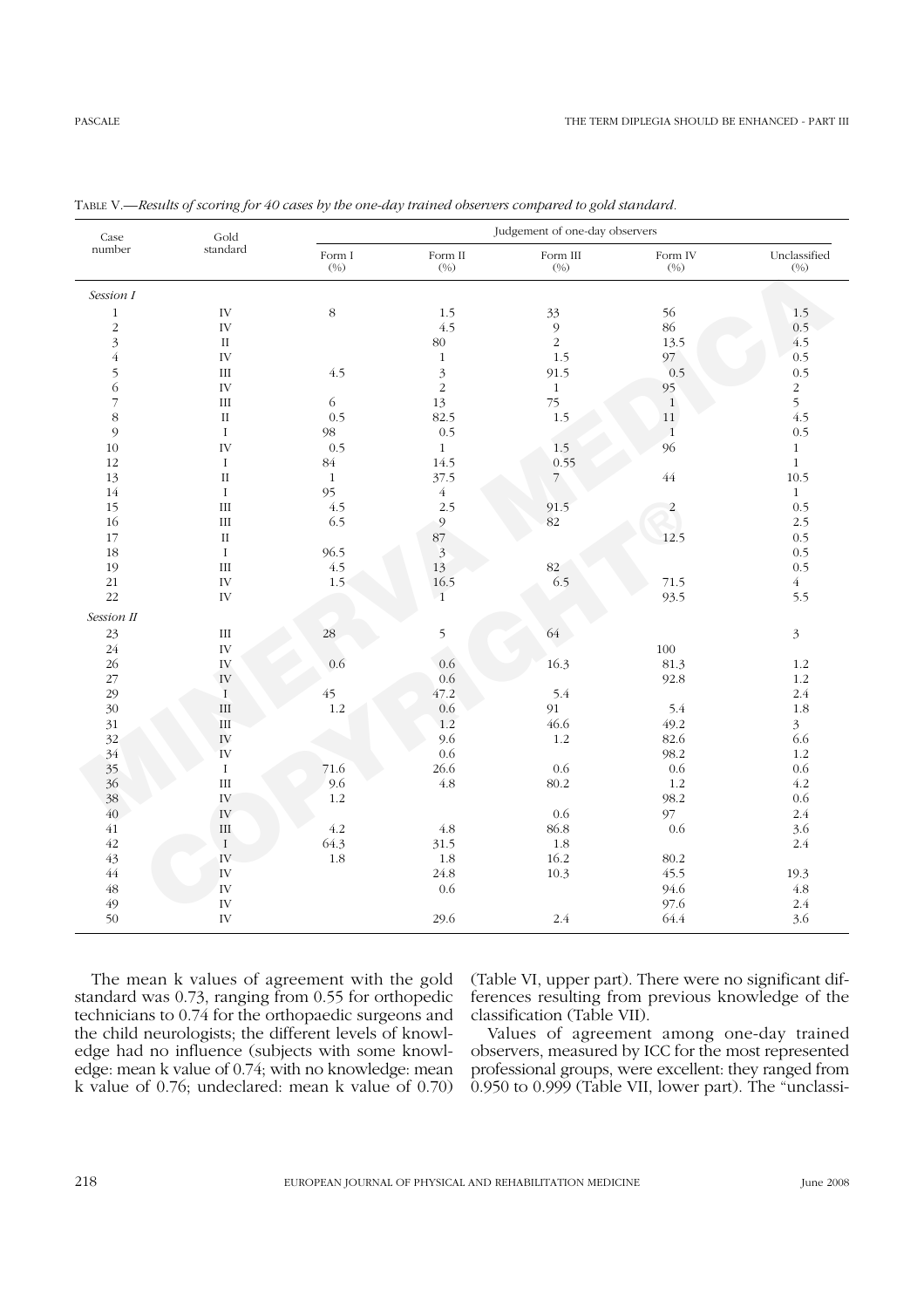TABLE V.—*Results of scoring for 40 cases by the one-day trained observers compared to gold standard.*

| Case number | Gold standard | Judgement of one-day observers | | | | |
|---|---|---|---|---|---|---|
| | | Form I (%) | Form II (%) | Form III (%) | Form IV (%) | Unclassified (%) |
| *Session I* | | | | | | |
| 1 | IV | 8 | 1.5 | 33 | 56 | 1.5 |
| 2 | IV | | 4.5 | 9 | 86 | 0.5 |
| 3 | II | | 80 | 2 | 13.5 | 4.5 |
| 4 | IV | | 1 | 1.5 | 97 | 0.5 |
| 5 | III | 4.5 | 3 | 91.5 | 0.5 | 0.5 |
| 6 | IV | | 2 | 1 | 95 | 2 |
| 7 | III | 6 | 13 | 75 | 1 | 5 |
| 8 | II | 0.5 | 82.5 | 1.5 | 11 | 4.5 |
| 9 | I | 98 | 0.5 | | 1 | 0.5 |
| 10 | IV | 0.5 | 1 | 1.5 | 96 | 1 |
| 12 | I | 84 | 14.5 | 0.55 | | 1 |
| 13 | II | 1 | 37.5 | 7 | 44 | 10.5 |
| 14 | I | 95 | 4 | | | 1 |
| 15 | III | 4.5 | 2.5 | 91.5 | 2 | 0.5 |
| 16 | III | 6.5 | 9 | 82 | | 2.5 |
| 17 | II | | 87 | | 12.5 | 0.5 |
| 18 | I | 96.5 | 3 | | | 0.5 |
| 19 | III | 4.5 | 13 | 82 | | 0.5 |
| 21 | IV | 1.5 | 16.5 | 6.5 | 71.5 | 4 |
| 22 | IV | | 1 | | 93.5 | 5.5 |
| *Session II* | | | | | | |
| 23 | III | 28 | 5 | 64 | | 3 |
| 24 | IV | | | | 100 | |
| 26 | IV | 0.6 | 0.6 | 16.3 | 81.3 | 1.2 |
| 27 | IV | | 0.6 | | 92.8 | 1.2 |
| 29 | I | 45 | 47.2 | 5.4 | | 2.4 |
| 30 | III | 1.2 | 0.6 | 91 | 5.4 | 1.8 |
| 31 | III | | 1.2 | 46.6 | 49.2 | 3 |
| 32 | IV | | 9.6 | 1.2 | 82.6 | 6.6 |
| 34 | IV | | 0.6 | | 98.2 | 1.2 |
| 35 | I | 71.6 | 26.6 | 0.6 | 0.6 | 0.6 |
| 36 | III | 9.6 | 4.8 | 80.2 | 1.2 | 4.2 |
| 38 | IV | 1.2 | | | 98.2 | 0.6 |
| 40 | IV | | | 0.6 | 97 | 2.4 |
| 41 | III | 4.2 | 4.8 | 86.8 | 0.6 | 3.6 |
| 42 | I | 64.3 | 31.5 | 1.8 | | 2.4 |
| 43 | IV | 1.8 | 1.8 | 16.2 | 80.2 | |
| 44 | IV | | 24.8 | 10.3 | 45.5 | 19.3 |
| 48 | IV | | 0.6 | | 94.6 | 4.8 |
| 49 | IV | | | | 97.6 | 2.4 |
| 50 | IV | | 29.6 | 2.4 | 64.4 | 3.6 |

The mean k values of agreement with the gold standard was 0.73, ranging from 0.55 for orthopedic technicians to 0.74 for the orthopaedic surgeons and the child neurologists; the different levels of knowledge had no influence (subjects with some knowledge: mean k value of 0.74; with no knowledge: mean k value of 0.76; undeclared: mean k value of 0.70) (Table VI, upper part). There were no significant differences resulting from previous knowledge of the classification (Table VII).

Values of agreement among one-day trained observers, measured by ICC for the most represented professional groups, were excellent: they ranged from 0.950 to 0.999 (Table VII, lower part). The "unclassi-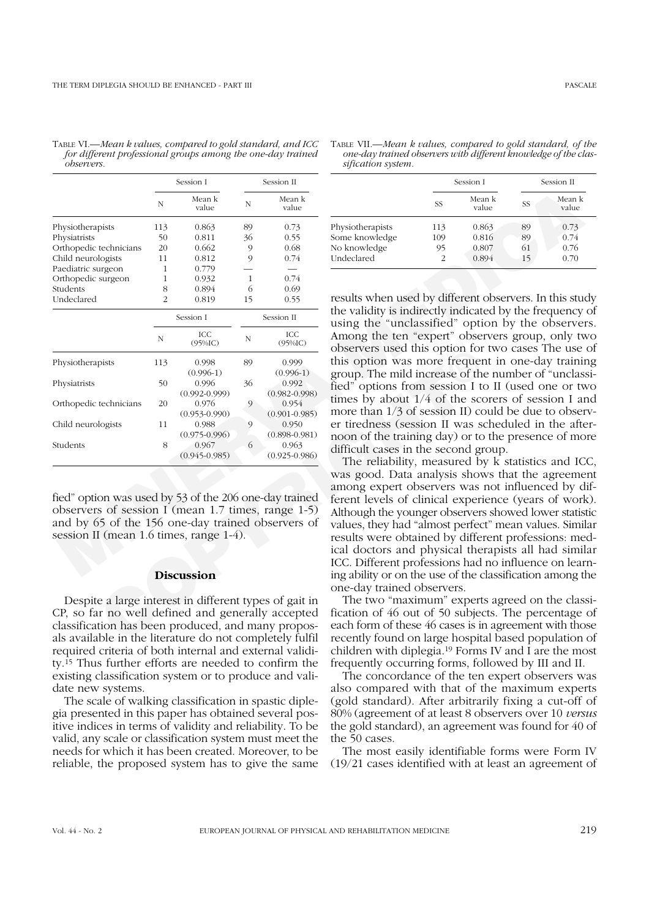Table VI.—*Mean k values, compared to gold standard, and ICC for different professional groups among the one-day trained observers.*

| | Session I | | Session II | |
|---|---|---|---|---|
| | N | Mean k value | N | Mean k value |
| Physiotherapists | 113 | 0.863 | 89 | 0.73 |
| Physiatrists | 50 | 0.811 | 36 | 0.55 |
| Orthopedic technicians | 20 | 0.662 | 9 | 0.68 |
| Child neurologists | 11 | 0.812 | 9 | 0.74 |
| Paediatric surgeon | 1 | 0.779 | — | — |
| Orthopedic surgeon | 1 | 0.932 | 1 | 0.74 |
| Students | 8 | 0.894 | 6 | 0.69 |
| Undeclared | 2 | 0.819 | 15 | 0.55 |

| | Session I | | Session II | |
|---|---|---|---|---|
| | N | ICC (95%IC) | N | ICC (95%IC) |
| Physiotherapists | 113 | 0.998 (0.996-1) | 89 | 0.999 (0.996-1) |
| Physiatrists | 50 | 0.996 (0.992-0.999) | 36 | 0.992 (0.982-0.998) |
| Orthopedic technicians | 20 | 0.976 (0.953-0.990) | 9 | 0.954 (0.901-0.985) |
| Child neurologists | 11 | 0.988 (0.975-0.996) | 9 | 0.950 (0.898-0.981) |
| Students | 8 | 0.967 (0.945-0.985) | 6 | 0.963 (0.925-0.986) |

Table VII.—*Mean k values, compared to gold standard, of the one-day trained observers with different knowledge of the classification system.*

| | Session I | | Session II | |
|---|---|---|---|---|
| | SS | Mean k value | SS | Mean k value |
| Physiotherapists | 113 | 0.863 | 89 | 0.73 |
| Some knowledge | 109 | 0.816 | 89 | 0.74 |
| No knowledge | 95 | 0.807 | 61 | 0.76 |
| Undeclared | 2 | 0.894 | 15 | 0.70 |

fied" option was used by 53 of the 206 one-day trained observers of session I (mean 1.7 times, range 1-5) and by 65 of the 156 one-day trained observers of session II (mean 1.6 times, range 1-4).

## Discussion

Despite a large interest in different types of gait in CP, so far no well defined and generally accepted classification has been produced, and many proposals available in the literature do not completely fulfil required criteria of both internal and external validity.[15] Thus further efforts are needed to confirm the existing classification system or to produce and validate new systems.

The scale of walking classification in spastic diplegia presented in this paper has obtained several positive indices in terms of validity and reliability. To be valid, any scale or classification system must meet the needs for which it has been created. Moreover, to be reliable, the proposed system has to give the same results when used by different observers. In this study the validity is indirectly indicated by the frequency of using the "unclassified" option by the observers. Among the ten "expert" observers group, only two observers used this option for two cases The use of this option was more frequent in one-day training group. The mild increase of the number of "unclassified" options from session I to II (used one or two times by about 1/4 of the scorers of session I and more than 1/3 of session II) could be due to observer tiredness (session II was scheduled in the afternoon of the training day) or to the presence of more difficult cases in the second group.

The reliability, measured by k statistics and ICC, was good. Data analysis shows that the agreement among expert observers was not influenced by different levels of clinical experience (years of work). Although the younger observers showed lower statistic values, they had "almost perfect" mean values. Similar results were obtained by different professions: medical doctors and physical therapists all had similar ICC. Different professions had no influence on learning ability or on the use of the classification among the one-day trained observers.

The two "maximum" experts agreed on the classification of 46 out of 50 subjects. The percentage of each form of these 46 cases is in agreement with those recently found on large hospital based population of children with diplegia.[19] Forms IV and I are the most frequently occurring forms, followed by III and II.

The concordance of the ten expert observers was also compared with that of the maximum experts (gold standard). After arbitrarily fixing a cut-off of 80% (agreement of at least 8 observers over 10 *versus* the gold standard), an agreement was found for 40 of the 50 cases.

The most easily identifiable forms were Form IV (19/21 cases identified with at least an agreement of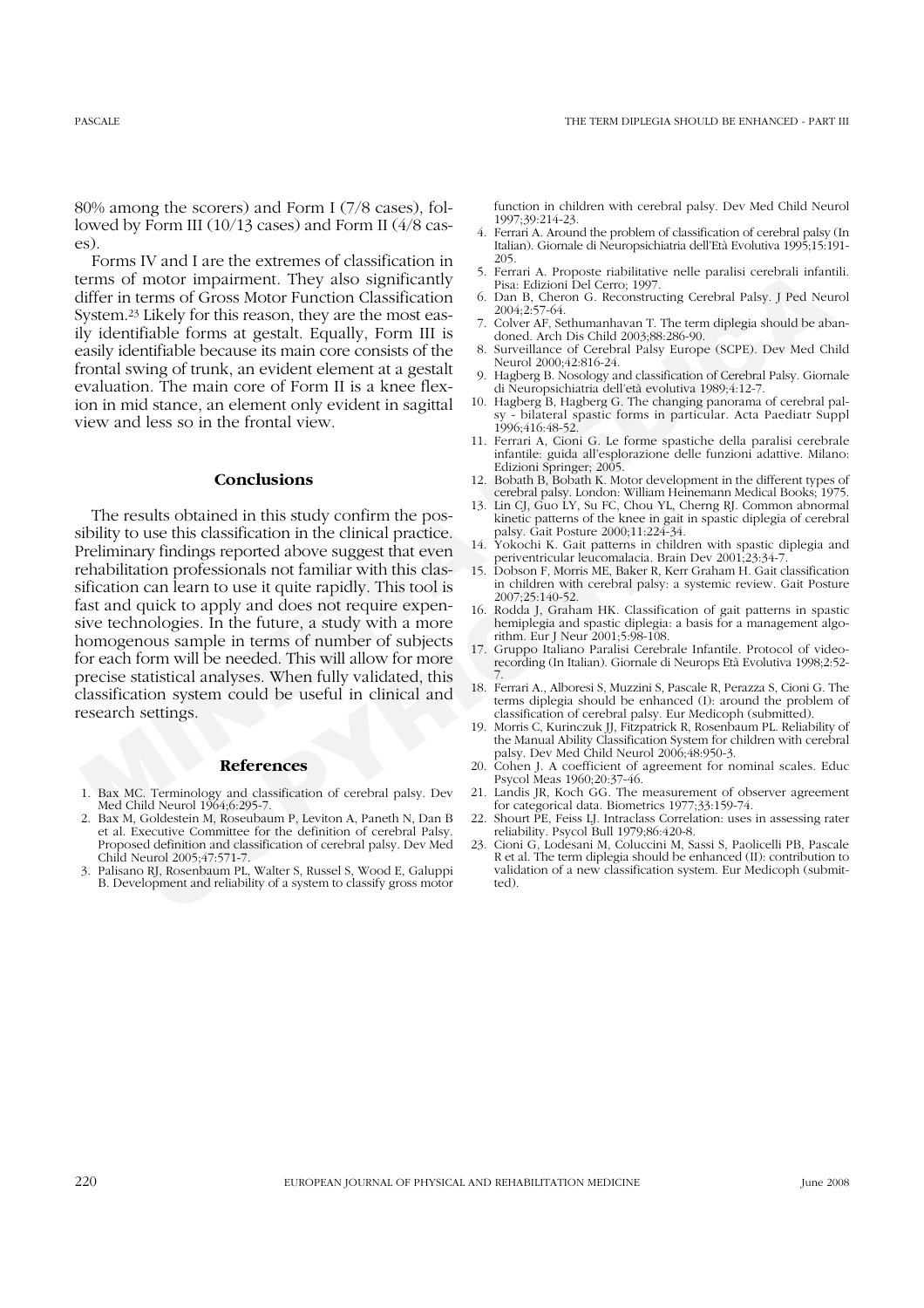80% among the scorers) and Form I (7/8 cases), followed by Form III (10/13 cases) and Form II (4/8 cases).

Forms IV and I are the extremes of classification in terms of motor impairment. They also significantly differ in terms of Gross Motor Function Classification System.[23] Likely for this reason, they are the most easily identifiable forms at gestalt. Equally, Form III is easily identifiable because its main core consists of the frontal swing of trunk, an evident element at a gestalt evaluation. The main core of Form II is a knee flexion in mid stance, an element only evident in sagittal view and less so in the frontal view.

## Conclusions

The results obtained in this study confirm the possibility to use this classification in the clinical practice. Preliminary findings reported above suggest that even rehabilitation professionals not familiar with this classification can learn to use it quite rapidly. This tool is fast and quick to apply and does not require expensive technologies. In the future, a study with a more homogenous sample in terms of number of subjects for each form will be needed. This will allow for more precise statistical analyses. When fully validated, this classification system could be useful in clinical and research settings.

## References

1. Bax MC. Terminology and classification of cerebral palsy. Dev Med Child Neurol 1964;6:295-7.
2. Bax M, Goldestein M, Roseubaum P, Leviton A, Paneth N, Dan B et al. Executive Committee for the definition of cerebral Palsy. Proposed definition and classification of cerebral palsy. Dev Med Child Neurol 2005;47:571-7.
3. Palisano RJ, Rosenbaum PL, Walter S, Russel S, Wood E, Galuppi B. Development and reliability of a system to classify gross motor function in children with cerebral palsy. Dev Med Child Neurol 1997;39:214-23.
4. Ferrari A. Around the problem of classification of cerebral palsy (In Italian). Giornale di Neuropsichiatria dell'Età Evolutiva 1995;15:191-205.
5. Ferrari A. Proposte riabilitative nelle paralisi cerebrali infantili. Pisa: Edizioni Del Cerro; 1997.
6. Dan B, Cheron G. Reconstructing Cerebral Palsy. J Ped Neurol 2004;2:57-64.
7. Colver AF, Sethumanhavan T. The term diplegia should be abandoned. Arch Dis Child 2003;88:286-90.
8. Surveillance of Cerebral Palsy Europe (SCPE). Dev Med Child Neurol 2000;42:816-24.
9. Hagberg B. Nosology and classification of Cerebral Palsy. Giornale di Neuropsichiatria dell'età evolutiva 1989;4:12-7.
10. Hagberg B, Hagberg G. The changing panorama of cerebral palsy - bilateral spastic forms in particular. Acta Paediatr Suppl 1996;416:48-52.
11. Ferrari A, Cioni G. Le forme spastiche della paralisi cerebrale infantile: guida all'esplorazione delle funzioni adattive. Milano: Edizioni Springer; 2005.
12. Bobath B, Bobath K. Motor development in the different types of cerebral palsy. London: William Heinemann Medical Books; 1975.
13. Lin CJ, Guo LY, Su FC, Chou YL, Cherng RJ. Common abnormal kinetic patterns of the knee in gait in spastic diplegia of cerebral palsy. Gait Posture 2000;11:224-34.
14. Yokochi K. Gait patterns in children with spastic diplegia and periventricular leucomalacia. Brain Dev 2001;23:34-7.
15. Dobson F, Morris ME, Baker R, Kerr Graham H. Gait classification in children with cerebral palsy: a systemic review. Gait Posture 2007;25:140-52.
16. Rodda J, Graham HK. Classification of gait patterns in spastic hemiplegia and spastic diplegia: a basis for a management algorithm. Eur J Neur 2001;5:98-108.
17. Gruppo Italiano Paralisi Cerebrale Infantile. Protocol of videorecording (In Italian). Giornale di Neurops Età Evolutiva 1998;2:52-7.
18. Ferrari A., Alboresi S, Muzzini S, Pascale R, Perazza S, Cioni G. The terms diplegia should be enhanced (I): around the problem of classification of cerebral palsy. Eur Medicoph (submitted).
19. Morris C, Kurinczuk JJ, Fitzpatrick R, Rosenbaum PL. Reliability of the Manual Ability Classification System for children with cerebral palsy. Dev Med Child Neurol 2006;48:950-3.
20. Cohen J. A coefficient of agreement for nominal scales. Educ Psycol Meas 1960;20:37-46.
21. Landis JR, Koch GG. The measurement of observer agreement for categorical data. Biometrics 1977;33:159-74.
22. Shourt PE, Feiss LJ. Intraclass Correlation: uses in assessing rater reliability. Psycol Bull 1979;86:420-8.
23. Cioni G, Lodesani M, Coluccini M, Sassi S, Paolicelli PB, Pascale R et al. The term diplegia should be enhanced (II): contribution to validation of a new classification system. Eur Medicoph (submitted).